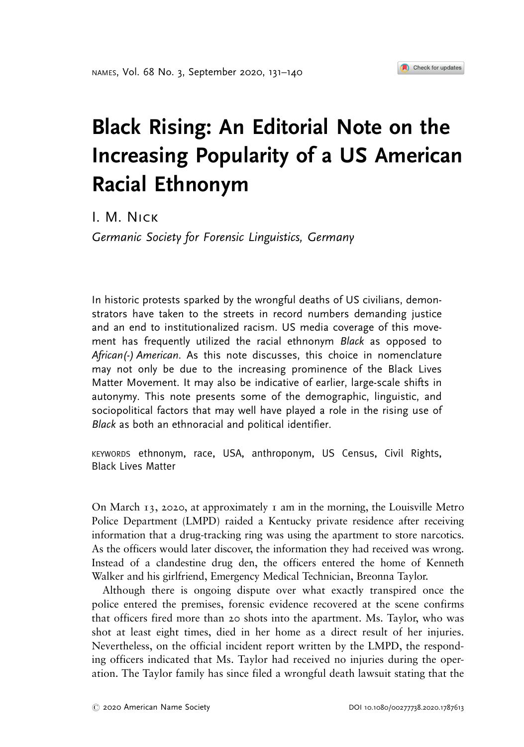# Black Rising: An Editorial Note on the Increasing Popularity of a US American Racial Ethnonym

I. M. Nick

*Germanic Society for Forensic Linguistics, Germany*

In historic protests sparked by the wrongful deaths of US civilians, demonstrators have taken to the streets in record numbers demanding justice and an end to institutionalized racism. US media coverage of this movement has frequently utilized the racial ethnonym *Black* as opposed to *African(-) American*. As this note discusses, this choice in nomenclature may not only be due to the increasing prominence of the Black Lives Matter Movement. It may also be indicative of earlier, large-scale shifts in autonymy. This note presents some of the demographic, linguistic, and sociopolitical factors that may well have played a role in the rising use of *Black* as both an ethnoracial and political identifier.

KEYWORDS ethnonym, race, USA, anthroponym, US Census, Civil Rights, Black Lives Matter

On March 13, 2020, at approximately 1 am in the morning, the Louisville Metro Police Department (LMPD) raided a Kentucky private residence after receiving information that a drug-tracking ring was using the apartment to store narcotics. As the officers would later discover, the information they had received was wrong. Instead of a clandestine drug den, the officers entered the home of Kenneth Walker and his girlfriend, Emergency Medical Technician, Breonna Taylor.

Although there is ongoing dispute over what exactly transpired once the police entered the premises, forensic evidence recovered at the scene confirms that officers fired more than 20 shots into the apartment. Ms. Taylor, who was shot at least eight times, died in her home as a direct result of her injuries. Nevertheless, on the official incident report written by the LMPD, the responding officers indicated that Ms. Taylor had received no injuries during the operation. The Taylor family has since filed a wrongful death lawsuit stating that the

© 2020 American Name Society DOI 10.1080/00277738.2020.1787613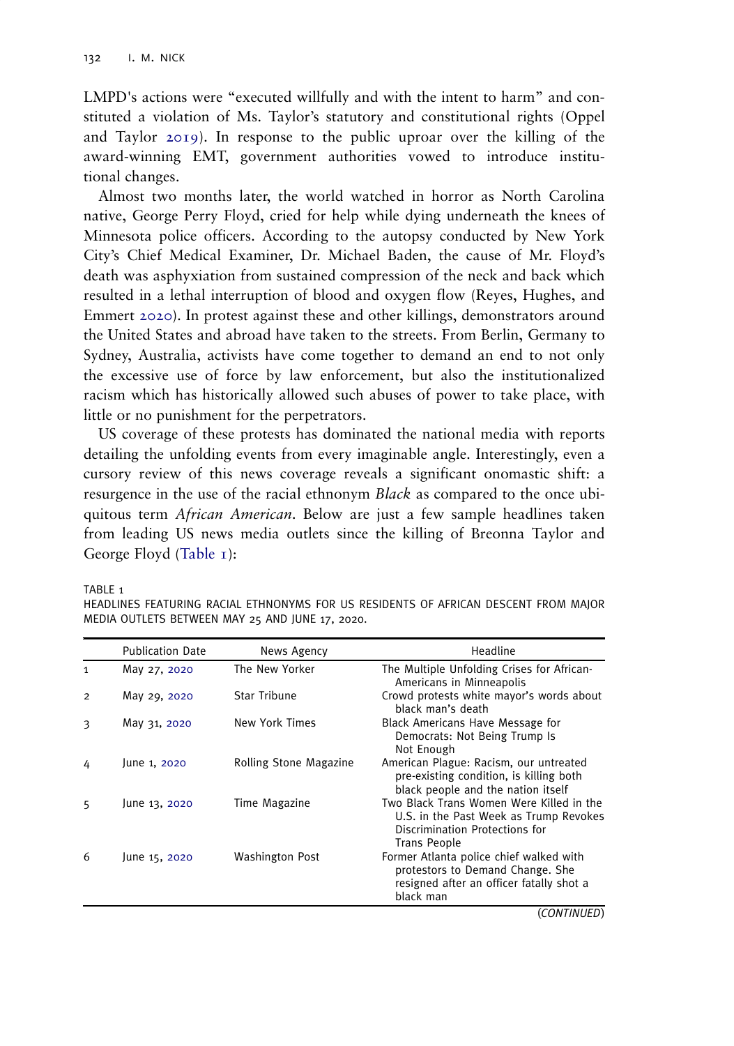LMPD's actions were "executed willfully and with the intent to harm" and constituted a violation of Ms. Taylor's statutory and constitutional rights (Oppel and Taylor 2019). In response to the public uproar over the killing of the award-winning EMT, government authorities vowed to introduce institutional changes.

Almost two months later, the world watched in horror as North Carolina native, George Perry Floyd, cried for help while dying underneath the knees of Minnesota police officers. According to the autopsy conducted by New York City's Chief Medical Examiner, Dr. Michael Baden, the cause of Mr. Floyd's death was asphyxiation from sustained compression of the neck and back which resulted in a lethal interruption of blood and oxygen flow (Reyes, Hughes, and Emmert 2020). In protest against these and other killings, demonstrators around the United States and abroad have taken to the streets. From Berlin, Germany to Sydney, Australia, activists have come together to demand an end to not only the excessive use of force by law enforcement, but also the institutionalized racism which has historically allowed such abuses of power to take place, with little or no punishment for the perpetrators.

US coverage of these protests has dominated the national media with reports detailing the unfolding events from every imaginable angle. Interestingly, even a cursory review of this news coverage reveals a significant onomastic shift: a resurgence in the use of the racial ethnonym *Black* as compared to the once ubiquitous term *African American*. Below are just a few sample headlines taken from leading US news media outlets since the killing of Breonna Taylor and George Floyd (Table 1):

TABLE 1
HEADLINES FEATURING RACIAL ETHNONYMS FOR US RESIDENTS OF AFRICAN DESCENT FROM MAJOR MEDIA OUTLETS BETWEEN MAY 25 AND JUNE 17, 2020.

| | Publication Date | News Agency | Headline |
|---|---|---|---|
| 1 | May 27, 2020 | The New Yorker | The Multiple Unfolding Crises for African-Americans in Minneapolis |
| 2 | May 29, 2020 | Star Tribune | Crowd protests white mayor's words about black man's death |
| 3 | May 31, 2020 | New York Times | Black Americans Have Message for Democrats: Not Being Trump Is Not Enough |
| 4 | June 1, 2020 | Rolling Stone Magazine | American Plague: Racism, our untreated pre-existing condition, is killing both black people and the nation itself |
| 5 | June 13, 2020 | Time Magazine | Two Black Trans Women Were Killed in the U.S. in the Past Week as Trump Revokes Discrimination Protections for Trans People |
| 6 | June 15, 2020 | Washington Post | Former Atlanta police chief walked with protestors to Demand Change. She resigned after an officer fatally shot a black man |

(*CONTINUED*)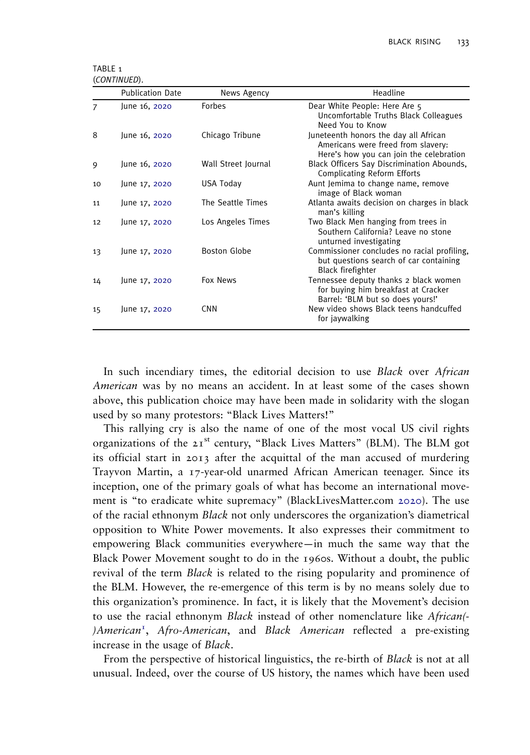TABLE 1 (*CONTINUED*).

| | Publication Date | News Agency | Headline |
|---|---|---|---|
| 7 | June 16, 2020 | Forbes | Dear White People: Here Are 5 Uncomfortable Truths Black Colleagues Need You to Know |
| 8 | June 16, 2020 | Chicago Tribune | Juneteenth honors the day all African Americans were freed from slavery: Here's how you can join the celebration |
| 9 | June 16, 2020 | Wall Street Journal | Black Officers Say Discrimination Abounds, Complicating Reform Efforts |
| 10 | June 17, 2020 | USA Today | Aunt Jemima to change name, remove image of Black woman |
| 11 | June 17, 2020 | The Seattle Times | Atlanta awaits decision on charges in black man's killing |
| 12 | June 17, 2020 | Los Angeles Times | Two Black Men hanging from trees in Southern California? Leave no stone unturned investigating |
| 13 | June 17, 2020 | Boston Globe | Commissioner concludes no racial profiling, but questions search of car containing Black firefighter |
| 14 | June 17, 2020 | Fox News | Tennessee deputy thanks 2 black women for buying him breakfast at Cracker Barrel: 'BLM but so does yours!' |
| 15 | June 17, 2020 | CNN | New video shows Black teens handcuffed for jaywalking |

In such incendiary times, the editorial decision to use *Black* over *African American* was by no means an accident. In at least some of the cases shown above, this publication choice may have been made in solidarity with the slogan used by so many protestors: "Black Lives Matters!"

This rallying cry is also the name of one of the most vocal US civil rights organizations of the 21st century, "Black Lives Matters" (BLM). The BLM got its official start in 2013 after the acquittal of the man accused of murdering Trayvon Martin, a 17-year-old unarmed African American teenager. Since its inception, one of the primary goals of what has become an international movement is "to eradicate white supremacy" (BlackLivesMatter.com 2020). The use of the racial ethnonym *Black* not only underscores the organization's diametrical opposition to White Power movements. It also expresses their commitment to empowering Black communities everywhere—in much the same way that the Black Power Movement sought to do in the 1960s. Without a doubt, the public revival of the term *Black* is related to the rising popularity and prominence of the BLM. However, the re-emergence of this term is by no means solely due to this organization's prominence. In fact, it is likely that the Movement's decision to use the racial ethnonym *Black* instead of other nomenclature like *African(-)American*[1], *Afro-American*, and *Black American* reflected a pre-existing increase in the usage of *Black*.

From the perspective of historical linguistics, the re-birth of *Black* is not at all unusual. Indeed, over the course of US history, the names which have been used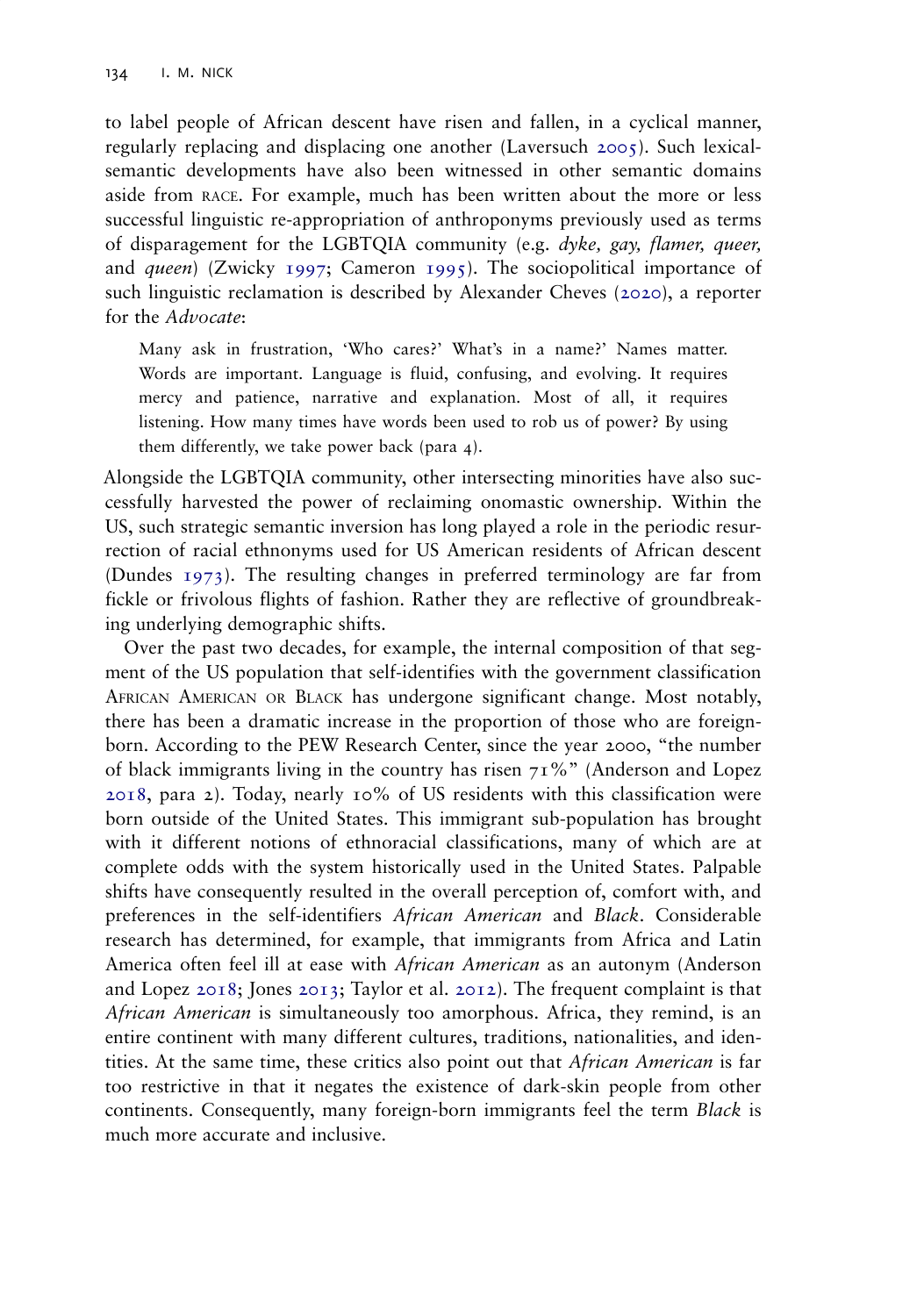to label people of African descent have risen and fallen, in a cyclical manner, regularly replacing and displacing one another (Laversuch 2005). Such lexical-semantic developments have also been witnessed in other semantic domains aside from RACE. For example, much has been written about the more or less successful linguistic re-appropriation of anthroponyms previously used as terms of disparagement for the LGBTQIA community (e.g. *dyke, gay, flamer, queer,* and *queen*) (Zwicky 1997; Cameron 1995). The sociopolitical importance of such linguistic reclamation is described by Alexander Cheves (2020), a reporter for the *Advocate*:

> Many ask in frustration, 'Who cares?' What's in a name?' Names matter. Words are important. Language is fluid, confusing, and evolving. It requires mercy and patience, narrative and explanation. Most of all, it requires listening. How many times have words been used to rob us of power? By using them differently, we take power back (para 4).

Alongside the LGBTQIA community, other intersecting minorities have also successfully harvested the power of reclaiming onomastic ownership. Within the US, such strategic semantic inversion has long played a role in the periodic resurrection of racial ethnonyms used for US American residents of African descent (Dundes 1973). The resulting changes in preferred terminology are far from fickle or frivolous flights of fashion. Rather they are reflective of groundbreaking underlying demographic shifts.

Over the past two decades, for example, the internal composition of that segment of the US population that self-identifies with the government classification AFRICAN AMERICAN OR BLACK has undergone significant change. Most notably, there has been a dramatic increase in the proportion of those who are foreign-born. According to the PEW Research Center, since the year 2000, "the number of black immigrants living in the country has risen 71%" (Anderson and Lopez 2018, para 2). Today, nearly 10% of US residents with this classification were born outside of the United States. This immigrant sub-population has brought with it different notions of ethnoracial classifications, many of which are at complete odds with the system historically used in the United States. Palpable shifts have consequently resulted in the overall perception of, comfort with, and preferences in the self-identifiers *African American* and *Black*. Considerable research has determined, for example, that immigrants from Africa and Latin America often feel ill at ease with *African American* as an autonym (Anderson and Lopez 2018; Jones 2013; Taylor et al. 2012). The frequent complaint is that *African American* is simultaneously too amorphous. Africa, they remind, is an entire continent with many different cultures, traditions, nationalities, and identities. At the same time, these critics also point out that *African American* is far too restrictive in that it negates the existence of dark-skin people from other continents. Consequently, many foreign-born immigrants feel the term *Black* is much more accurate and inclusive.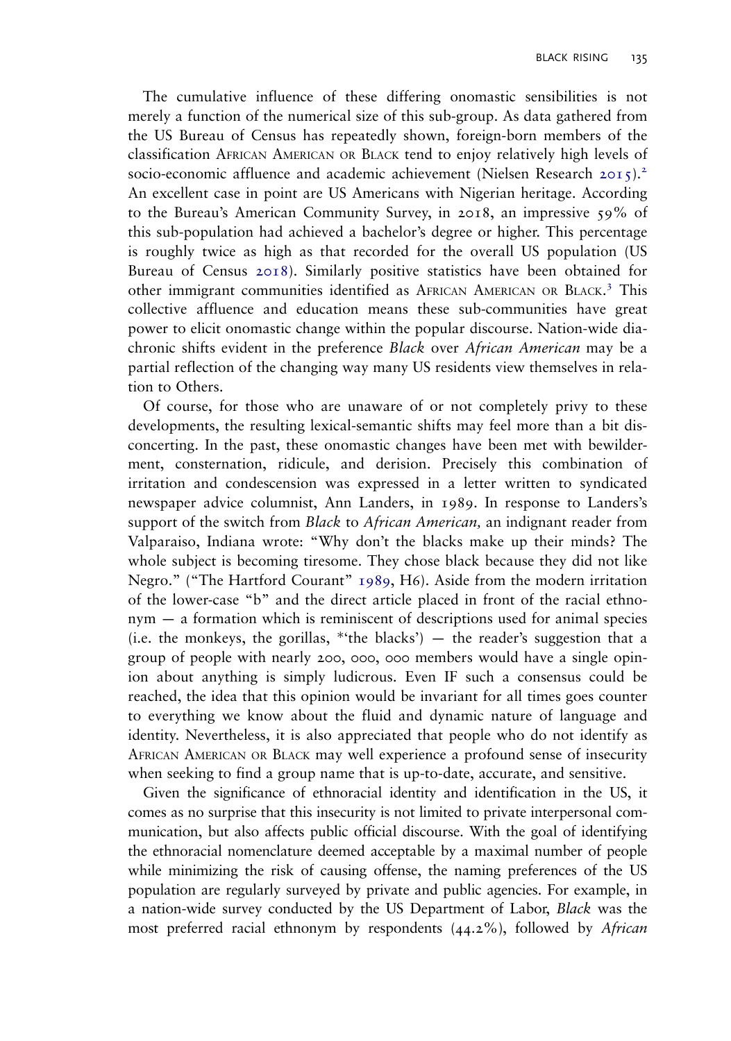The cumulative influence of these differing onomastic sensibilities is not merely a function of the numerical size of this sub-group. As data gathered from the US Bureau of Census has repeatedly shown, foreign-born members of the classification AFRICAN AMERICAN OR BLACK tend to enjoy relatively high levels of socio-economic affluence and academic achievement (Nielsen Research 2015).[2] An excellent case in point are US Americans with Nigerian heritage. According to the Bureau's American Community Survey, in 2018, an impressive 59% of this sub-population had achieved a bachelor's degree or higher. This percentage is roughly twice as high as that recorded for the overall US population (US Bureau of Census 2018). Similarly positive statistics have been obtained for other immigrant communities identified as AFRICAN AMERICAN OR BLACK.[3] This collective affluence and education means these sub-communities have great power to elicit onomastic change within the popular discourse. Nation-wide diachronic shifts evident in the preference *Black* over *African American* may be a partial reflection of the changing way many US residents view themselves in relation to Others.

Of course, for those who are unaware of or not completely privy to these developments, the resulting lexical-semantic shifts may feel more than a bit disconcerting. In the past, these onomastic changes have been met with bewilderment, consternation, ridicule, and derision. Precisely this combination of irritation and condescension was expressed in a letter written to syndicated newspaper advice columnist, Ann Landers, in 1989. In response to Landers's support of the switch from *Black* to *African American,* an indignant reader from Valparaiso, Indiana wrote: "Why don't the blacks make up their minds? The whole subject is becoming tiresome. They chose black because they did not like Negro." ("The Hartford Courant" 1989, H6). Aside from the modern irritation of the lower-case "b" and the direct article placed in front of the racial ethnonym — a formation which is reminiscent of descriptions used for animal species (i.e. the monkeys, the gorillas, *'the blacks') — the reader's suggestion that a group of people with nearly 200, 000, 000 members would have a single opinion about anything is simply ludicrous. Even IF such a consensus could be reached, the idea that this opinion would be invariant for all times goes counter to everything we know about the fluid and dynamic nature of language and identity. Nevertheless, it is also appreciated that people who do not identify as AFRICAN AMERICAN OR BLACK may well experience a profound sense of insecurity when seeking to find a group name that is up-to-date, accurate, and sensitive.

Given the significance of ethnoracial identity and identification in the US, it comes as no surprise that this insecurity is not limited to private interpersonal communication, but also affects public official discourse. With the goal of identifying the ethnoracial nomenclature deemed acceptable by a maximal number of people while minimizing the risk of causing offense, the naming preferences of the US population are regularly surveyed by private and public agencies. For example, in a nation-wide survey conducted by the US Department of Labor, *Black* was the most preferred racial ethnonym by respondents (44.2%), followed by *African*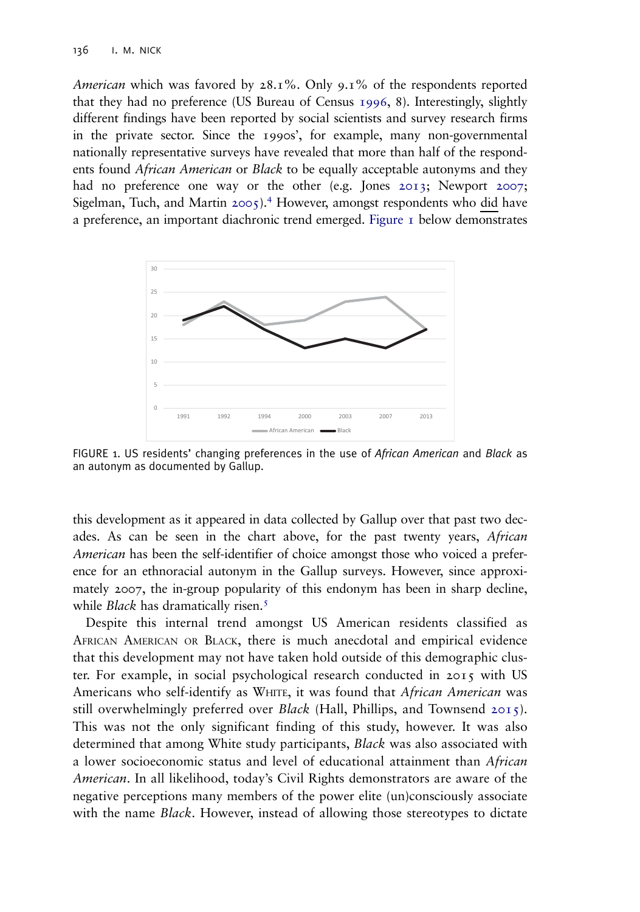*American* which was favored by 28.1%. Only 9.1% of the respondents reported that they had no preference (US Bureau of Census 1996, 8). Interestingly, slightly different findings have been reported by social scientists and survey research firms in the private sector. Since the 1990s', for example, many non-governmental nationally representative surveys have revealed that more than half of the respondents found *African American* or *Black* to be equally acceptable autonyms and they had no preference one way or the other (e.g. Jones 2013; Newport 2007; Sigelman, Tuch, and Martin 2005).[4] However, amongst respondents who did have a preference, an important diachronic trend emerged. Figure 1 below demonstrates

FIGURE 1. US residents' changing preferences in the use of *African American* and *Black* as an autonym as documented by Gallup.

this development as it appeared in data collected by Gallup over that past two decades. As can be seen in the chart above, for the past twenty years, *African American* has been the self-identifier of choice amongst those who voiced a preference for an ethnoracial autonym in the Gallup surveys. However, since approximately 2007, the in-group popularity of this endonym has been in sharp decline, while *Black* has dramatically risen.[5]

Despite this internal trend amongst US American residents classified as AFRICAN AMERICAN OR BLACK, there is much anecdotal and empirical evidence that this development may not have taken hold outside of this demographic cluster. For example, in social psychological research conducted in 2015 with US Americans who self-identify as WHITE, it was found that *African American* was still overwhelmingly preferred over *Black* (Hall, Phillips, and Townsend 2015). This was not the only significant finding of this study, however. It was also determined that among White study participants, *Black* was also associated with a lower socioeconomic status and level of educational attainment than *African American*. In all likelihood, today's Civil Rights demonstrators are aware of the negative perceptions many members of the power elite (un)consciously associate with the name *Black*. However, instead of allowing those stereotypes to dictate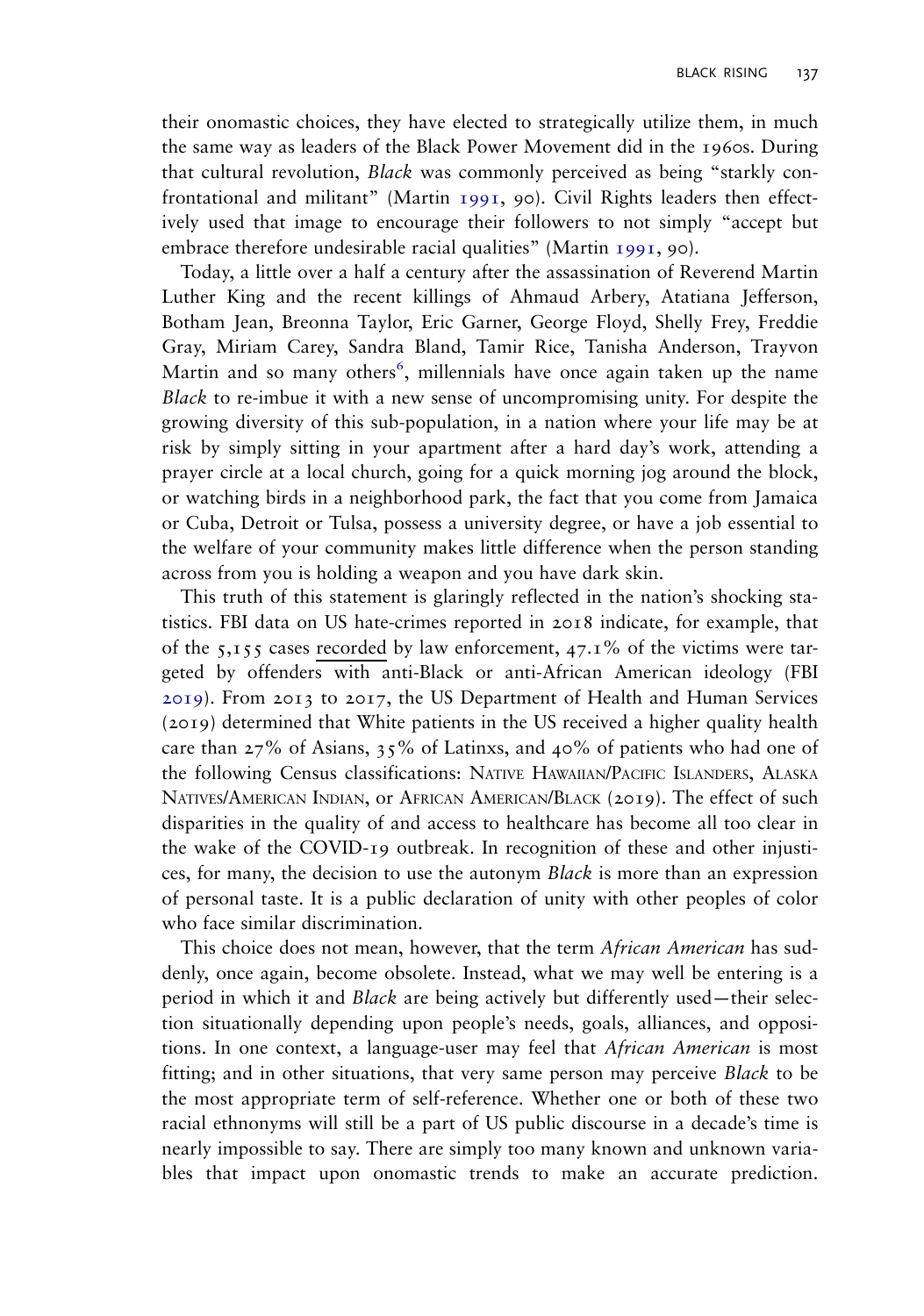their onomastic choices, they have elected to strategically utilize them, in much the same way as leaders of the Black Power Movement did in the 1960s. During that cultural revolution, *Black* was commonly perceived as being "starkly confrontational and militant" (Martin 1991, 90). Civil Rights leaders then effectively used that image to encourage their followers to not simply "accept but embrace therefore undesirable racial qualities" (Martin 1991, 90).

Today, a little over a half a century after the assassination of Reverend Martin Luther King and the recent killings of Ahmaud Arbery, Atatiana Jefferson, Botham Jean, Breonna Taylor, Eric Garner, George Floyd, Shelly Frey, Freddie Gray, Miriam Carey, Sandra Bland, Tamir Rice, Tanisha Anderson, Trayvon Martin and so many others[6], millennials have once again taken up the name *Black* to re-imbue it with a new sense of uncompromising unity. For despite the growing diversity of this sub-population, in a nation where your life may be at risk by simply sitting in your apartment after a hard day's work, attending a prayer circle at a local church, going for a quick morning jog around the block, or watching birds in a neighborhood park, the fact that you come from Jamaica or Cuba, Detroit or Tulsa, possess a university degree, or have a job essential to the welfare of your community makes little difference when the person standing across from you is holding a weapon and you have dark skin.

This truth of this statement is glaringly reflected in the nation's shocking statistics. FBI data on US hate-crimes reported in 2018 indicate, for example, that of the 5,155 cases recorded by law enforcement, 47.1% of the victims were targeted by offenders with anti-Black or anti-African American ideology (FBI 2019). From 2013 to 2017, the US Department of Health and Human Services (2019) determined that White patients in the US received a higher quality health care than 27% of Asians, 35% of Latinxs, and 40% of patients who had one of the following Census classifications: Native Hawaiian/Pacific Islanders, Alaska Natives/American Indian, or African American/Black (2019). The effect of such disparities in the quality of and access to healthcare has become all too clear in the wake of the COVID-19 outbreak. In recognition of these and other injustices, for many, the decision to use the autonym *Black* is more than an expression of personal taste. It is a public declaration of unity with other peoples of color who face similar discrimination.

This choice does not mean, however, that the term *African American* has suddenly, once again, become obsolete. Instead, what we may well be entering is a period in which it and *Black* are being actively but differently used—their selection situationally depending upon people's needs, goals, alliances, and oppositions. In one context, a language-user may feel that *African American* is most fitting; and in other situations, that very same person may perceive *Black* to be the most appropriate term of self-reference. Whether one or both of these two racial ethnonyms will still be a part of US public discourse in a decade's time is nearly impossible to say. There are simply too many known and unknown variables that impact upon onomastic trends to make an accurate prediction.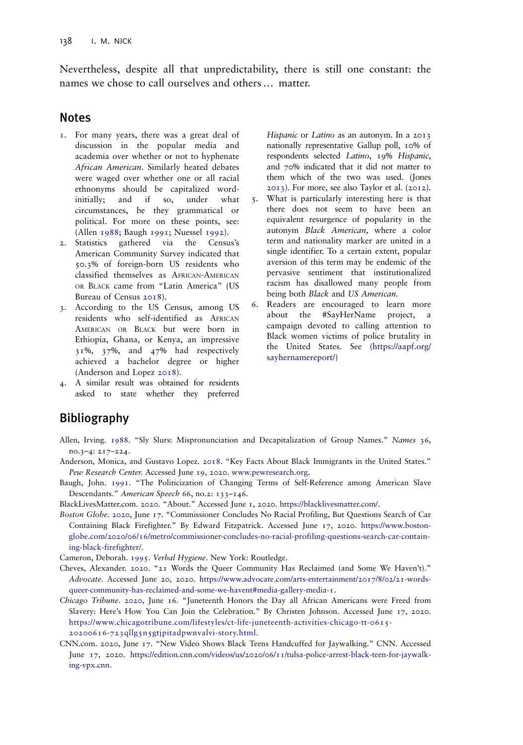Nevertheless, despite all that unpredictability, there is still one constant: the names we chose to call ourselves and others … matter.

## Notes

1. For many years, there was a great deal of discussion in the popular media and academia over whether or not to hyphenate *African American*. Similarly heated debates were waged over whether one or all racial ethnonyms should be capitalized word-initially; and if so, under what circumstances, be they grammatical or political. For more on these points, see: (Allen 1988; Baugh 1991; Nuessel 1992).
2. Statistics gathered via the Census's American Community Survey indicated that 50.3% of foreign-born US residents who classified themselves as African-American or Black came from "Latin America" (US Bureau of Census 2018).
3. According to the US Census, among US residents who self-identified as African American or Black but were born in Ethiopia, Ghana, or Kenya, an impressive 31%, 37%, and 47% had respectively achieved a bachelor degree or higher (Anderson and Lopez 2018).
4. A similar result was obtained for residents asked to state whether they preferred *Hispanic* or *Latino* as an autonym. In a 2013 nationally representative Gallup poll, 10% of respondents selected *Latino*, 19% *Hispanic*, and 70% indicated that it did not matter to them which of the two was used. (Jones 2013). For more, see also Taylor et al. (2012).
5. What is particularly interesting here is that there does not seem to have been an equivalent resurgence of popularity in the autonym *Black American*, where a color term and nationality marker are united in a single identifier. To a certain extent, popular aversion of this term may be endemic of the pervasive sentiment that institutionalized racism has disallowed many people from being both *Black* and *US American*.
6. Readers are encouraged to learn more about the #SayHerName project, a campaign devoted to calling attention to Black women victims of police brutality in the United States. See (https://aapf.org/sayhernamereport/)

## Bibliography

Allen, Irving. 1988. "Sly Slurs: Mispronunciation and Decapitalization of Group Names." *Names* 36, no.3–4: 217–224.

Anderson, Monica, and Gustavo Lopez. 2018. "Key Facts About Black Immigrants in the United States." *Pew Research Center*. Accessed June 19, 2020. www.pewresearch.org.

Baugh, John. 1991. "The Politicization of Changing Terms of Self-Reference among American Slave Descendants." *American Speech* 66, no.2: 133–146.

BlackLivesMatter.com. 2020. "About." Accessed June 1, 2020. https://blacklivesmatter.com/.

*Boston Globe*. 2020, June 17. "Commissioner Concludes No Racial Profiling, But Questions Search of Car Containing Black Firefighter." By Edward Fitzpatrick. Accessed June 17, 2020. https://www.bostonglobe.com/2020/06/16/metro/commissioner-concludes-no-racial-profiling-questions-search-car-containing-black-firefighter/.

Cameron, Deborah. 1995. *Verbal Hygiene*. New York: Routledge.

Cheves, Alexander. 2020. "21 Words the Queer Community Has Reclaimed (and Some We Haven't)." *Advocate*. Accessed June 20, 2020. https://www.advocate.com/arts-entertainment/2017/8/02/21-words-queer-community-has-reclaimed-and-some-we-havent#media-gallery-media-1.

*Chicago Tribune*. 2020, June 16. "Juneteenth Honors the Day all African Americans were Freed from Slavery: Here's How You Can Join the Celebration." By Christen Johnson. Accessed June 17, 2020. https://www.chicagotribune.com/lifestyles/ct-life-juneteenth-activities-chicago-tt-0615-20200616-723qllg5n5gtjpitadpwnvalvi-story.html.

CNN.com. 2020, June 17. "New Video Shows Black Teens Handcuffed for Jaywalking." CNN. Accessed June 17, 2020. https://edition.cnn.com/videos/us/2020/06/11/tulsa-police-arrest-black-teen-for-jaywalking-vpx.cnn.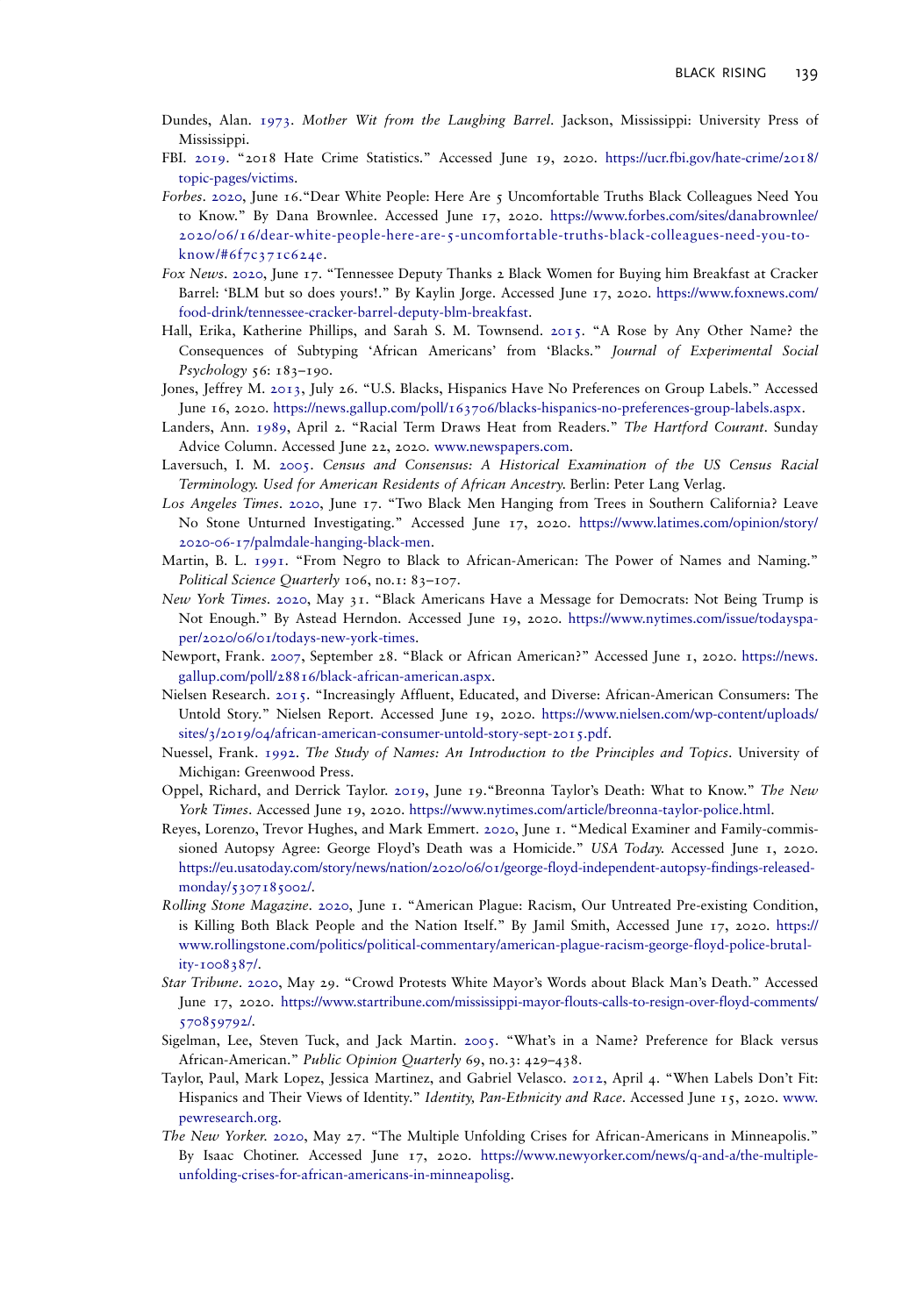Dundes, Alan. 1973. *Mother Wit from the Laughing Barrel*. Jackson, Mississippi: University Press of Mississippi.

FBI. 2019. "2018 Hate Crime Statistics." Accessed June 19, 2020. https://ucr.fbi.gov/hate-crime/2018/topic-pages/victims.

*Forbes*. 2020, June 16."Dear White People: Here Are 5 Uncomfortable Truths Black Colleagues Need You to Know." By Dana Brownlee. Accessed June 17, 2020. https://www.forbes.com/sites/danabrownlee/2020/06/16/dear-white-people-here-are-5-uncomfortable-truths-black-colleagues-need-you-to-know/#6f7c371c624e.

*Fox News*. 2020, June 17. "Tennessee Deputy Thanks 2 Black Women for Buying him Breakfast at Cracker Barrel: 'BLM but so does yours!." By Kaylin Jorge. Accessed June 17, 2020. https://www.foxnews.com/food-drink/tennessee-cracker-barrel-deputy-blm-breakfast.

Hall, Erika, Katherine Phillips, and Sarah S. M. Townsend. 2015. "A Rose by Any Other Name? the Consequences of Subtyping 'African Americans' from 'Blacks." *Journal of Experimental Social Psychology* 56: 183–190.

Jones, Jeffrey M. 2013, July 26. "U.S. Blacks, Hispanics Have No Preferences on Group Labels." Accessed June 16, 2020. https://news.gallup.com/poll/163706/blacks-hispanics-no-preferences-group-labels.aspx.

Landers, Ann. 1989, April 2. "Racial Term Draws Heat from Readers." *The Hartford Courant*. Sunday Advice Column. Accessed June 22, 2020. www.newspapers.com.

Laversuch, I. M. 2005. *Census and Consensus: A Historical Examination of the US Census Racial Terminology. Used for American Residents of African Ancestry.* Berlin: Peter Lang Verlag.

*Los Angeles Times*. 2020, June 17. "Two Black Men Hanging from Trees in Southern California? Leave No Stone Unturned Investigating." Accessed June 17, 2020. https://www.latimes.com/opinion/story/2020-06-17/palmdale-hanging-black-men.

Martin, B. L. 1991. "From Negro to Black to African-American: The Power of Names and Naming." *Political Science Quarterly* 106, no.1: 83–107.

*New York Times*. 2020, May 31. "Black Americans Have a Message for Democrats: Not Being Trump is Not Enough." By Astead Herndon. Accessed June 19, 2020. https://www.nytimes.com/issue/todayspaper/2020/06/01/todays-new-york-times.

Newport, Frank. 2007, September 28. "Black or African American?" Accessed June 1, 2020. https://news.gallup.com/poll/28816/black-african-american.aspx.

Nielsen Research. 2015. "Increasingly Affluent, Educated, and Diverse: African-American Consumers: The Untold Story." Nielsen Report. Accessed June 19, 2020. https://www.nielsen.com/wp-content/uploads/sites/3/2019/04/african-american-consumer-untold-story-sept-2015.pdf.

Nuessel, Frank. 1992. *The Study of Names: An Introduction to the Principles and Topics*. University of Michigan: Greenwood Press.

Oppel, Richard, and Derrick Taylor. 2019, June 19."Breonna Taylor's Death: What to Know." *The New York Times*. Accessed June 19, 2020. https://www.nytimes.com/article/breonna-taylor-police.html.

Reyes, Lorenzo, Trevor Hughes, and Mark Emmert. 2020, June 1. "Medical Examiner and Family-commissioned Autopsy Agree: George Floyd's Death was a Homicide." *USA Today.* Accessed June 1, 2020. https://eu.usatoday.com/story/news/nation/2020/06/01/george-floyd-independent-autopsy-findings-released-monday/5307185002/.

*Rolling Stone Magazine*. 2020, June 1. "American Plague: Racism, Our Untreated Pre-existing Condition, is Killing Both Black People and the Nation Itself." By Jamil Smith, Accessed June 17, 2020. https://www.rollingstone.com/politics/political-commentary/american-plague-racism-george-floyd-police-brutality-1008387/.

*Star Tribune*. 2020, May 29. "Crowd Protests White Mayor's Words about Black Man's Death." Accessed June 17, 2020. https://www.startribune.com/mississippi-mayor-flouts-calls-to-resign-over-floyd-comments/570859792/.

Sigelman, Lee, Steven Tuck, and Jack Martin. 2005. "What's in a Name? Preference for Black versus African-American." *Public Opinion Quarterly* 69, no.3: 429–438.

Taylor, Paul, Mark Lopez, Jessica Martinez, and Gabriel Velasco. 2012, April 4. "When Labels Don't Fit: Hispanics and Their Views of Identity." *Identity, Pan-Ethnicity and Race*. Accessed June 15, 2020. www.pewresearch.org.

*The New Yorker.* 2020, May 27. "The Multiple Unfolding Crises for African-Americans in Minneapolis." By Isaac Chotiner. Accessed June 17, 2020. https://www.newyorker.com/news/q-and-a/the-multiple-unfolding-crises-for-african-americans-in-minneapolisg.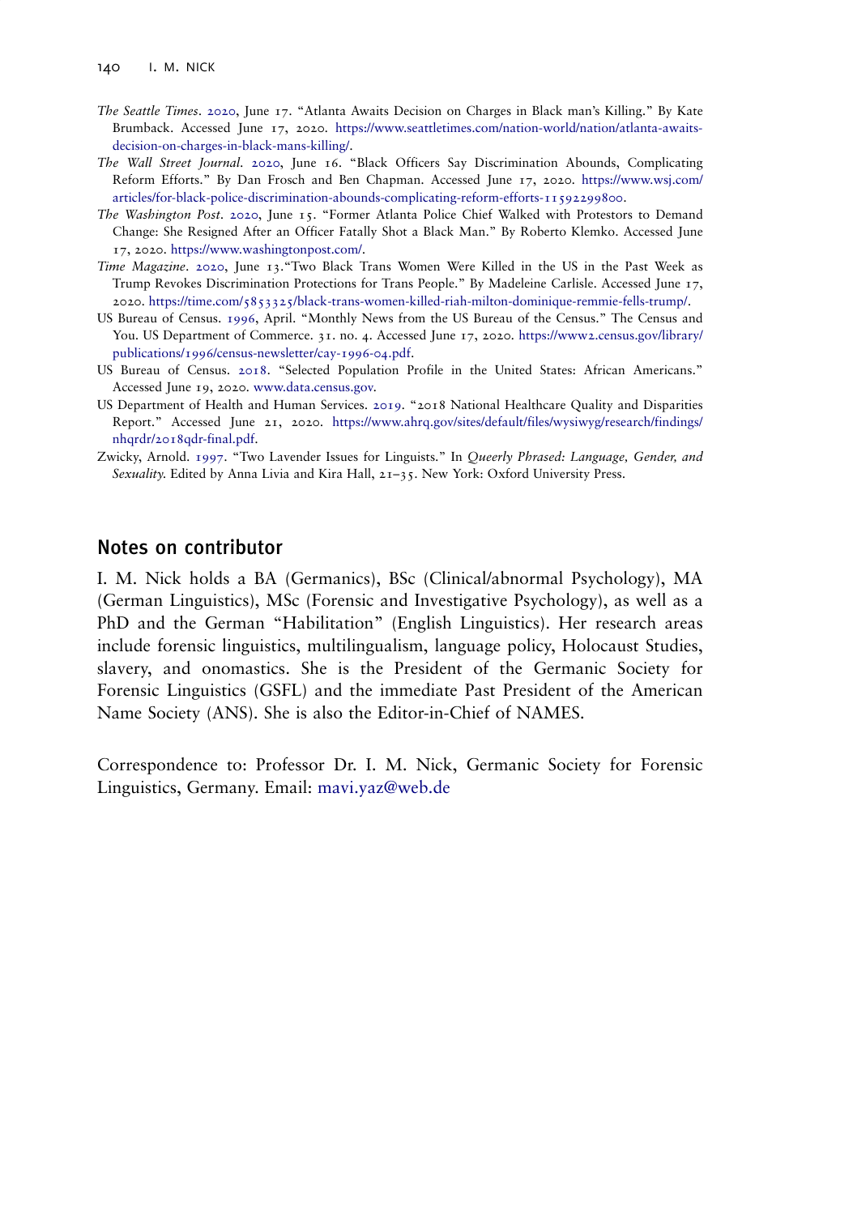*The Seattle Times*. 2020, June 17. "Atlanta Awaits Decision on Charges in Black man's Killing." By Kate Brumback. Accessed June 17, 2020. https://www.seattletimes.com/nation-world/nation/atlanta-awaits-decision-on-charges-in-black-mans-killing/.

*The Wall Street Journal*. 2020, June 16. "Black Officers Say Discrimination Abounds, Complicating Reform Efforts." By Dan Frosch and Ben Chapman. Accessed June 17, 2020. https://www.wsj.com/articles/for-black-police-discrimination-abounds-complicating-reform-efforts-11592299800.

*The Washington Post*. 2020, June 15. "Former Atlanta Police Chief Walked with Protestors to Demand Change: She Resigned After an Officer Fatally Shot a Black Man." By Roberto Klemko. Accessed June 17, 2020. https://www.washingtonpost.com/.

*Time Magazine*. 2020, June 13."Two Black Trans Women Were Killed in the US in the Past Week as Trump Revokes Discrimination Protections for Trans People." By Madeleine Carlisle. Accessed June 17, 2020. https://time.com/5853325/black-trans-women-killed-riah-milton-dominique-remmie-fells-trump/.

US Bureau of Census. 1996, April. "Monthly News from the US Bureau of the Census." The Census and You. US Department of Commerce. 31. no. 4. Accessed June 17, 2020. https://www2.census.gov/library/publications/1996/census-newsletter/cay-1996-04.pdf.

US Bureau of Census. 2018. "Selected Population Profile in the United States: African Americans." Accessed June 19, 2020. www.data.census.gov.

US Department of Health and Human Services. 2019. "2018 National Healthcare Quality and Disparities Report." Accessed June 21, 2020. https://www.ahrq.gov/sites/default/files/wysiwyg/research/findings/nhqrdr/2018qdr-final.pdf.

Zwicky, Arnold. 1997. "Two Lavender Issues for Linguists." In *Queerly Phrased: Language, Gender, and Sexuality*. Edited by Anna Livia and Kira Hall, 21–35. New York: Oxford University Press.

## Notes on contributor

I. M. Nick holds a BA (Germanics), BSc (Clinical/abnormal Psychology), MA (German Linguistics), MSc (Forensic and Investigative Psychology), as well as a PhD and the German "Habilitation" (English Linguistics). Her research areas include forensic linguistics, multilingualism, language policy, Holocaust Studies, slavery, and onomastics. She is the President of the Germanic Society for Forensic Linguistics (GSFL) and the immediate Past President of the American Name Society (ANS). She is also the Editor-in-Chief of NAMES.

Correspondence to: Professor Dr. I. M. Nick, Germanic Society for Forensic Linguistics, Germany. Email: mavi.yaz@web.de